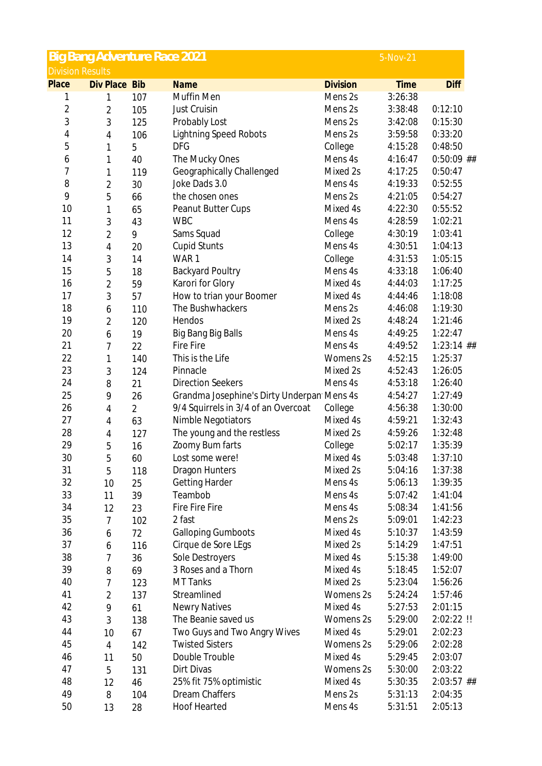# Big Bang Adventure Race 2021

5-Nov-21

Division Results

| Place | Div Place | Bib | Name | Division | Time | Diff | |
|---|---|---|---|---|---|---|---|
| 1 | 1 | 107 | Muffin Men | Mens 2s | 3:26:38 | | |
| 2 | 2 | 105 | Just Cruisin | Mens 2s | 3:38:48 | 0:12:10 | |
| 3 | 3 | 125 | Probably Lost | Mens 2s | 3:42:08 | 0:15:30 | |
| 4 | 4 | 106 | Lightning Speed Robots | Mens 2s | 3:59:58 | 0:33:20 | |
| 5 | 1 | 5 | DFG | College | 4:15:28 | 0:48:50 | |
| 6 | 1 | 40 | The Mucky Ones | Mens 4s | 4:16:47 | 0:50:09 | ## |
| 7 | 1 | 119 | Geographically Challenged | Mixed 2s | 4:17:25 | 0:50:47 | |
| 8 | 2 | 30 | Joke Dads 3.0 | Mens 4s | 4:19:33 | 0:52:55 | |
| 9 | 5 | 66 | the chosen ones | Mens 2s | 4:21:05 | 0:54:27 | |
| 10 | 1 | 65 | Peanut Butter Cups | Mixed 4s | 4:22:30 | 0:55:52 | |
| 11 | 3 | 43 | WBC | Mens 4s | 4:28:59 | 1:02:21 | |
| 12 | 2 | 9 | Sams Squad | College | 4:30:19 | 1:03:41 | |
| 13 | 4 | 20 | Cupid Stunts | Mens 4s | 4:30:51 | 1:04:13 | |
| 14 | 3 | 14 | WAR 1 | College | 4:31:53 | 1:05:15 | |
| 15 | 5 | 18 | Backyard Poultry | Mens 4s | 4:33:18 | 1:06:40 | |
| 16 | 2 | 59 | Karori for Glory | Mixed 4s | 4:44:03 | 1:17:25 | |
| 17 | 3 | 57 | How to trian your Boomer | Mixed 4s | 4:44:46 | 1:18:08 | |
| 18 | 6 | 110 | The Bushwhackers | Mens 2s | 4:46:08 | 1:19:30 | |
| 19 | 2 | 120 | Hendos | Mixed 2s | 4:48:24 | 1:21:46 | |
| 20 | 6 | 19 | Big Bang Big Balls | Mens 4s | 4:49:25 | 1:22:47 | |
| 21 | 7 | 22 | Fire Fire | Mens 4s | 4:49:52 | 1:23:14 | ## |
| 22 | 1 | 140 | This is the Life | Womens 2s | 4:52:15 | 1:25:37 | |
| 23 | 3 | 124 | Pinnacle | Mixed 2s | 4:52:43 | 1:26:05 | |
| 24 | 8 | 21 | Direction Seekers | Mens 4s | 4:53:18 | 1:26:40 | |
| 25 | 9 | 26 | Grandma Josephine's Dirty Underpan | Mens 4s | 4:54:27 | 1:27:49 | |
| 26 | 4 | 2 | 9/4 Squirrels in 3/4 of an Overcoat | College | 4:56:38 | 1:30:00 | |
| 27 | 4 | 63 | Nimble Negotiators | Mixed 4s | 4:59:21 | 1:32:43 | |
| 28 | 4 | 127 | The young and the restless | Mixed 2s | 4:59:26 | 1:32:48 | |
| 29 | 5 | 16 | Zoomy Bum farts | College | 5:02:17 | 1:35:39 | |
| 30 | 5 | 60 | Lost some were! | Mixed 4s | 5:03:48 | 1:37:10 | |
| 31 | 5 | 118 | Dragon Hunters | Mixed 2s | 5:04:16 | 1:37:38 | |
| 32 | 10 | 25 | Getting Harder | Mens 4s | 5:06:13 | 1:39:35 | |
| 33 | 11 | 39 | Teambob | Mens 4s | 5:07:42 | 1:41:04 | |
| 34 | 12 | 23 | Fire Fire Fire | Mens 4s | 5:08:34 | 1:41:56 | |
| 35 | 7 | 102 | 2 fast | Mens 2s | 5:09:01 | 1:42:23 | |
| 36 | 6 | 72 | Galloping Gumboots | Mixed 4s | 5:10:37 | 1:43:59 | |
| 37 | 6 | 116 | Cirque de Sore LEgs | Mixed 2s | 5:14:29 | 1:47:51 | |
| 38 | 7 | 36 | Sole Destroyers | Mixed 4s | 5:15:38 | 1:49:00 | |
| 39 | 8 | 69 | 3 Roses and a Thorn | Mixed 4s | 5:18:45 | 1:52:07 | |
| 40 | 7 | 123 | MT Tanks | Mixed 2s | 5:23:04 | 1:56:26 | |
| 41 | 2 | 137 | Streamlined | Womens 2s | 5:24:24 | 1:57:46 | |
| 42 | 9 | 61 | Newry Natives | Mixed 4s | 5:27:53 | 2:01:15 | |
| 43 | 3 | 138 | The Beanie saved us | Womens 2s | 5:29:00 | 2:02:22 | !! |
| 44 | 10 | 67 | Two Guys and Two Angry Wives | Mixed 4s | 5:29:01 | 2:02:23 | |
| 45 | 4 | 142 | Twisted Sisters | Womens 2s | 5:29:06 | 2:02:28 | |
| 46 | 11 | 50 | Double Trouble | Mixed 4s | 5:29:45 | 2:03:07 | |
| 47 | 5 | 131 | Dirt Divas | Womens 2s | 5:30:00 | 2:03:22 | |
| 48 | 12 | 46 | 25% fit 75% optimistic | Mixed 4s | 5:30:35 | 2:03:57 | ## |
| 49 | 8 | 104 | Dream Chaffers | Mens 2s | 5:31:13 | 2:04:35 | |
| 50 | 13 | 28 | Hoof Hearted | Mens 4s | 5:31:51 | 2:05:13 | |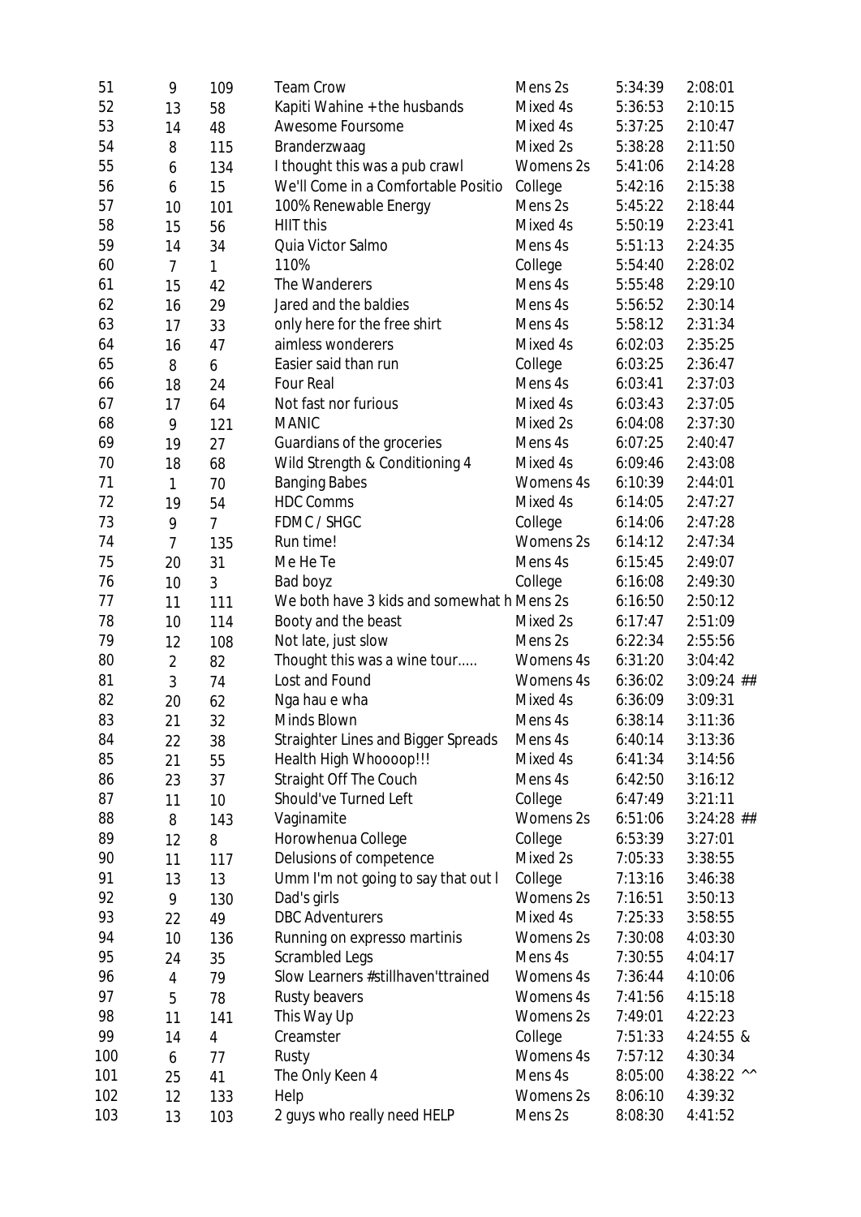| | | | | | | | |
|---|---|---|---|---|---|---|---|
| 51 | 9 | 109 | Team Crow | Mens 2s | 5:34:39 | 2:08:01 | |
| 52 | 13 | 58 | Kapiti Wahine + the husbands | Mixed 4s | 5:36:53 | 2:10:15 | |
| 53 | 14 | 48 | Awesome Foursome | Mixed 4s | 5:37:25 | 2:10:47 | |
| 54 | 8 | 115 | Branderzwaag | Mixed 2s | 5:38:28 | 2:11:50 | |
| 55 | 6 | 134 | I thought this was a pub crawl | Womens 2s | 5:41:06 | 2:14:28 | |
| 56 | 6 | 15 | We'll Come in a Comfortable Positio | College | 5:42:16 | 2:15:38 | |
| 57 | 10 | 101 | 100% Renewable Energy | Mens 2s | 5:45:22 | 2:18:44 | |
| 58 | 15 | 56 | HIIT this | Mixed 4s | 5:50:19 | 2:23:41 | |
| 59 | 14 | 34 | Quia Victor Salmo | Mens 4s | 5:51:13 | 2:24:35 | |
| 60 | 7 | 1 | 110% | College | 5:54:40 | 2:28:02 | |
| 61 | 15 | 42 | The Wanderers | Mens 4s | 5:55:48 | 2:29:10 | |
| 62 | 16 | 29 | Jared and the baldies | Mens 4s | 5:56:52 | 2:30:14 | |
| 63 | 17 | 33 | only here for the free shirt | Mens 4s | 5:58:12 | 2:31:34 | |
| 64 | 16 | 47 | aimless wonderers | Mixed 4s | 6:02:03 | 2:35:25 | |
| 65 | 8 | 6 | Easier said than run | College | 6:03:25 | 2:36:47 | |
| 66 | 18 | 24 | Four Real | Mens 4s | 6:03:41 | 2:37:03 | |
| 67 | 17 | 64 | Not fast nor furious | Mixed 4s | 6:03:43 | 2:37:05 | |
| 68 | 9 | 121 | MANIC | Mixed 2s | 6:04:08 | 2:37:30 | |
| 69 | 19 | 27 | Guardians of the groceries | Mens 4s | 6:07:25 | 2:40:47 | |
| 70 | 18 | 68 | Wild Strength & Conditioning 4 | Mixed 4s | 6:09:46 | 2:43:08 | |
| 71 | 1 | 70 | Banging Babes | Womens 4s | 6:10:39 | 2:44:01 | |
| 72 | 19 | 54 | HDC Comms | Mixed 4s | 6:14:05 | 2:47:27 | |
| 73 | 9 | 7 | FDMC / SHGC | College | 6:14:06 | 2:47:28 | |
| 74 | 7 | 135 | Run time! | Womens 2s | 6:14:12 | 2:47:34 | |
| 75 | 20 | 31 | Me He Te | Mens 4s | 6:15:45 | 2:49:07 | |
| 76 | 10 | 3 | Bad boyz | College | 6:16:08 | 2:49:30 | |
| 77 | 11 | 111 | We both have 3 kids and somewhat h | Mens 2s | 6:16:50 | 2:50:12 | |
| 78 | 10 | 114 | Booty and the beast | Mixed 2s | 6:17:47 | 2:51:09 | |
| 79 | 12 | 108 | Not late, just slow | Mens 2s | 6:22:34 | 2:55:56 | |
| 80 | 2 | 82 | Thought this was a wine tour..... | Womens 4s | 6:31:20 | 3:04:42 | |
| 81 | 3 | 74 | Lost and Found | Womens 4s | 6:36:02 | 3:09:24 | ## |
| 82 | 20 | 62 | Nga hau e wha | Mixed 4s | 6:36:09 | 3:09:31 | |
| 83 | 21 | 32 | Minds Blown | Mens 4s | 6:38:14 | 3:11:36 | |
| 84 | 22 | 38 | Straighter Lines and Bigger Spreads | Mens 4s | 6:40:14 | 3:13:36 | |
| 85 | 21 | 55 | Health High Whoooop!!! | Mixed 4s | 6:41:34 | 3:14:56 | |
| 86 | 23 | 37 | Straight Off The Couch | Mens 4s | 6:42:50 | 3:16:12 | |
| 87 | 11 | 10 | Should've Turned Left | College | 6:47:49 | 3:21:11 | |
| 88 | 8 | 143 | Vaginamite | Womens 2s | 6:51:06 | 3:24:28 | ## |
| 89 | 12 | 8 | Horowhenua College | College | 6:53:39 | 3:27:01 | |
| 90 | 11 | 117 | Delusions of competence | Mixed 2s | 7:05:33 | 3:38:55 | |
| 91 | 13 | 13 | Umm I'm not going to say that out l | College | 7:13:16 | 3:46:38 | |
| 92 | 9 | 130 | Dad's girls | Womens 2s | 7:16:51 | 3:50:13 | |
| 93 | 22 | 49 | DBC Adventurers | Mixed 4s | 7:25:33 | 3:58:55 | |
| 94 | 10 | 136 | Running on expresso martinis | Womens 2s | 7:30:08 | 4:03:30 | |
| 95 | 24 | 35 | Scrambled Legs | Mens 4s | 7:30:55 | 4:04:17 | |
| 96 | 4 | 79 | Slow Learners #stillhaven'ttrained | Womens 4s | 7:36:44 | 4:10:06 | |
| 97 | 5 | 78 | Rusty beavers | Womens 4s | 7:41:56 | 4:15:18 | |
| 98 | 11 | 141 | This Way Up | Womens 2s | 7:49:01 | 4:22:23 | |
| 99 | 14 | 4 | Creamster | College | 7:51:33 | 4:24:55 | & |
| 100 | 6 | 77 | Rusty | Womens 4s | 7:57:12 | 4:30:34 | |
| 101 | 25 | 41 | The Only Keen 4 | Mens 4s | 8:05:00 | 4:38:22 | ^^ |
| 102 | 12 | 133 | Help | Womens 2s | 8:06:10 | 4:39:32 | |
| 103 | 13 | 103 | 2 guys who really need HELP | Mens 2s | 8:08:30 | 4:41:52 | |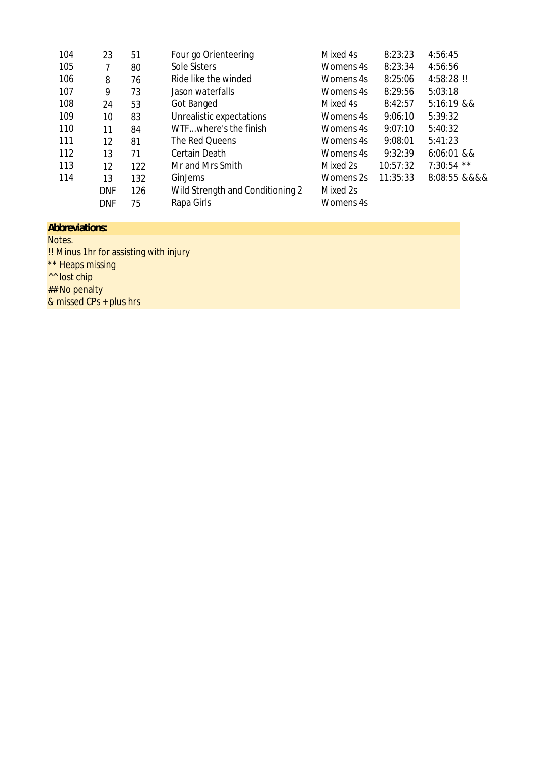| | | | | | | | |
|---|---|---|---|---|---|---|---|
| 104 | 23 | 51 | Four go Orienteering | Mixed 4s | 8:23:23 | 4:56:45 | |
| 105 | 7 | 80 | Sole Sisters | Womens 4s | 8:23:34 | 4:56:56 | |
| 106 | 8 | 76 | Ride like the winded | Womens 4s | 8:25:06 | 4:58:28 | !! |
| 107 | 9 | 73 | Jason waterfalls | Womens 4s | 8:29:56 | 5:03:18 | |
| 108 | 24 | 53 | Got Banged | Mixed 4s | 8:42:57 | 5:16:19 | && |
| 109 | 10 | 83 | Unrealistic expectations | Womens 4s | 9:06:10 | 5:39:32 | |
| 110 | 11 | 84 | WTF...where's the finish | Womens 4s | 9:07:10 | 5:40:32 | |
| 111 | 12 | 81 | The Red Queens | Womens 4s | 9:08:01 | 5:41:23 | |
| 112 | 13 | 71 | Certain Death | Womens 4s | 9:32:39 | 6:06:01 | && |
| 113 | 12 | 122 | Mr and Mrs Smith | Mixed 2s | 10:57:32 | 7:30:54 | ** |
| 114 | 13 | 132 | GinJems | Womens 2s | 11:35:33 | 8:08:55 | &&&& |
| | DNF | 126 | Wild Strength and Conditioning 2 | Mixed 2s | | | |
| | DNF | 75 | Rapa Girls | Womens 4s | | | |

**Abbreviations:**

Notes.

!! Minus 1hr for assisting with injury

** Heaps missing

^^ lost chip

## No penalty

& missed CPs + plus hrs